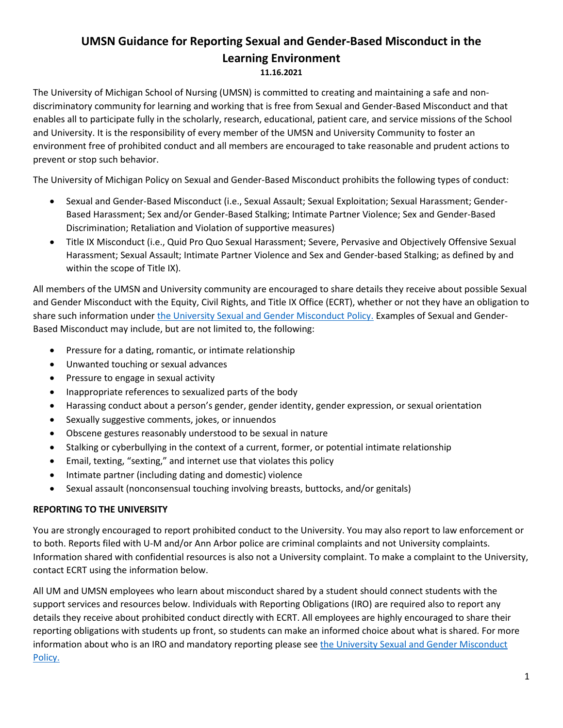# UMSN Guidance for Reporting Sexual and Gender-Based Misconduct in the Learning Environment

**11.16.2021**

The University of Michigan School of Nursing (UMSN) is committed to creating and maintaining a safe and non-discriminatory community for learning and working that is free from Sexual and Gender-Based Misconduct and that enables all to participate fully in the scholarly, research, educational, patient care, and service missions of the School and University. It is the responsibility of every member of the UMSN and University Community to foster an environment free of prohibited conduct and all members are encouraged to take reasonable and prudent actions to prevent or stop such behavior.

The University of Michigan Policy on Sexual and Gender-Based Misconduct prohibits the following types of conduct:

- Sexual and Gender-Based Misconduct (i.e., Sexual Assault; Sexual Exploitation; Sexual Harassment; Gender-Based Harassment; Sex and/or Gender-Based Stalking; Intimate Partner Violence; Sex and Gender-Based Discrimination; Retaliation and Violation of supportive measures)
- Title IX Misconduct (i.e., Quid Pro Quo Sexual Harassment; Severe, Pervasive and Objectively Offensive Sexual Harassment; Sexual Assault; Intimate Partner Violence and Sex and Gender-based Stalking; as defined by and within the scope of Title IX).

All members of the UMSN and University community are encouraged to share details they receive about possible Sexual and Gender Misconduct with the Equity, Civil Rights, and Title IX Office (ECRT), whether or not they have an obligation to share such information under [the University Sexual and Gender Misconduct Policy.]() Examples of Sexual and Gender-Based Misconduct may include, but are not limited to, the following:

- Pressure for a dating, romantic, or intimate relationship
- Unwanted touching or sexual advances
- Pressure to engage in sexual activity
- Inappropriate references to sexualized parts of the body
- Harassing conduct about a person's gender, gender identity, gender expression, or sexual orientation
- Sexually suggestive comments, jokes, or innuendos
- Obscene gestures reasonably understood to be sexual in nature
- Stalking or cyberbullying in the context of a current, former, or potential intimate relationship
- Email, texting, "sexting," and internet use that violates this policy
- Intimate partner (including dating and domestic) violence
- Sexual assault (nonconsensual touching involving breasts, buttocks, and/or genitals)

**REPORTING TO THE UNIVERSITY**

You are strongly encouraged to report prohibited conduct to the University. You may also report to law enforcement or to both. Reports filed with U-M and/or Ann Arbor police are criminal complaints and not University complaints. Information shared with confidential resources is also not a University complaint. To make a complaint to the University, contact ECRT using the information below.

All UM and UMSN employees who learn about misconduct shared by a student should connect students with the support services and resources below. Individuals with Reporting Obligations (IRO) are required also to report any details they receive about prohibited conduct directly with ECRT. All employees are highly encouraged to share their reporting obligations with students up front, so students can make an informed choice about what is shared. For more information about who is an IRO and mandatory reporting please see [the University Sexual and Gender Misconduct Policy.]()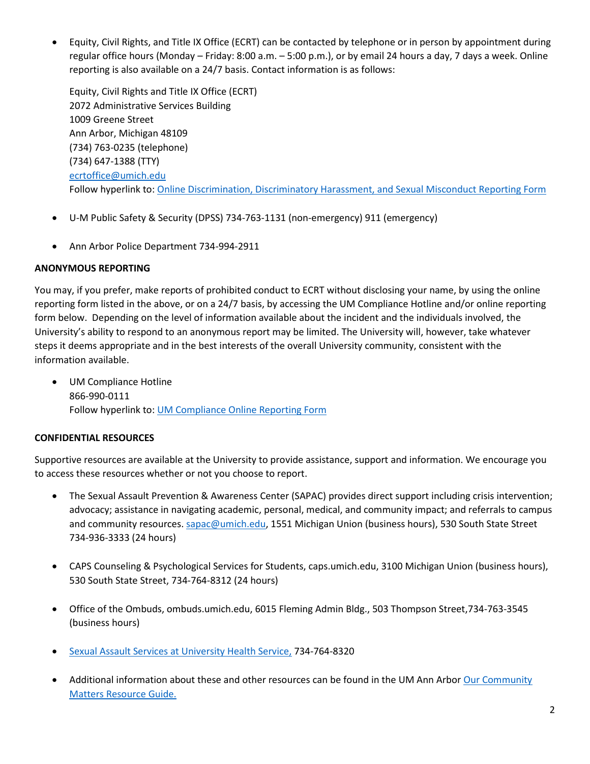- Equity, Civil Rights, and Title IX Office (ECRT) can be contacted by telephone or in person by appointment during regular office hours (Monday – Friday: 8:00 a.m. – 5:00 p.m.), or by email 24 hours a day, 7 days a week. Online reporting is also available on a 24/7 basis. Contact information is as follows:

  Equity, Civil Rights and Title IX Office (ECRT)
  2072 Administrative Services Building
  1009 Greene Street
  Ann Arbor, Michigan 48109
  (734) 763-0235 (telephone)
  (734) 647-1388 (TTY)
  ecrtoffice@umich.edu
  Follow hyperlink to: Online Discrimination, Discriminatory Harassment, and Sexual Misconduct Reporting Form

- U-M Public Safety & Security (DPSS) 734-763-1131 (non-emergency) 911 (emergency)

- Ann Arbor Police Department 734-994-2911

**ANONYMOUS REPORTING**

You may, if you prefer, make reports of prohibited conduct to ECRT without disclosing your name, by using the online reporting form listed in the above, or on a 24/7 basis, by accessing the UM Compliance Hotline and/or online reporting form below. Depending on the level of information available about the incident and the individuals involved, the University's ability to respond to an anonymous report may be limited. The University will, however, take whatever steps it deems appropriate and in the best interests of the overall University community, consistent with the information available.

- UM Compliance Hotline
  866-990-0111
  Follow hyperlink to: UM Compliance Online Reporting Form

**CONFIDENTIAL RESOURCES**

Supportive resources are available at the University to provide assistance, support and information. We encourage you to access these resources whether or not you choose to report.

- The Sexual Assault Prevention & Awareness Center (SAPAC) provides direct support including crisis intervention; advocacy; assistance in navigating academic, personal, medical, and community impact; and referrals to campus and community resources. sapac@umich.edu, 1551 Michigan Union (business hours), 530 South State Street 734-936-3333 (24 hours)

- CAPS Counseling & Psychological Services for Students, caps.umich.edu, 3100 Michigan Union (business hours), 530 South State Street, 734-764-8312 (24 hours)

- Office of the Ombuds, ombuds.umich.edu, 6015 Fleming Admin Bldg., 503 Thompson Street,734-763-3545 (business hours)

- Sexual Assault Services at University Health Service, 734-764-8320

- Additional information about these and other resources can be found in the UM Ann Arbor Our Community Matters Resource Guide.